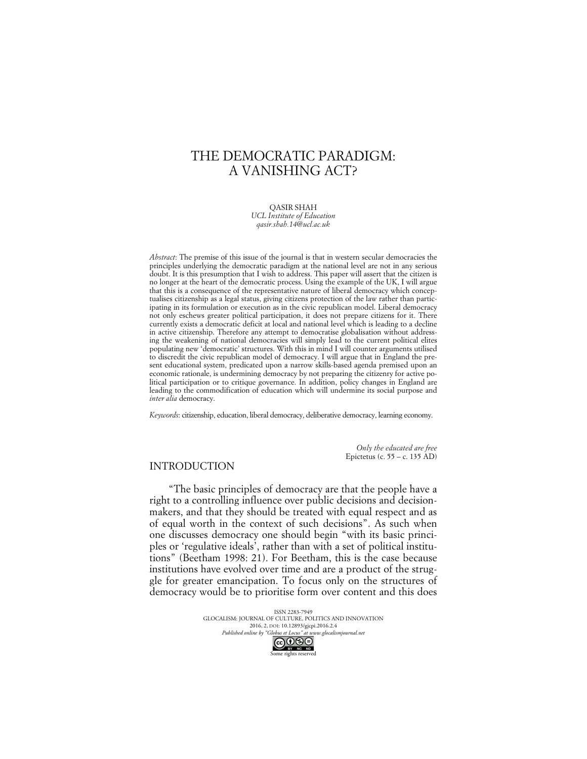# THE DEMOCRATIC PARADIGM: A VANISHING ACT?

QASIR SHAH
*UCL Institute of Education*
*qasir.shah.14@ucl.ac.uk*

*Abstract*: The premise of this issue of the journal is that in western secular democracies the principles underlying the democratic paradigm at the national level are not in any serious doubt. It is this presumption that I wish to address. This paper will assert that the citizen is no longer at the heart of the democratic process. Using the example of the UK, I will argue that this is a consequence of the representative nature of liberal democracy which conceptualises citizenship as a legal status, giving citizens protection of the law rather than participating in its formulation or execution as in the civic republican model. Liberal democracy not only eschews greater political participation, it does not prepare citizens for it. There currently exists a democratic deficit at local and national level which is leading to a decline in active citizenship. Therefore any attempt to democratise globalisation without addressing the weakening of national democracies will simply lead to the current political elites populating new 'democratic' structures. With this in mind I will counter arguments utilised to discredit the civic republican model of democracy. I will argue that in England the present educational system, predicated upon a narrow skills-based agenda premised upon an economic rationale, is undermining democracy by not preparing the citizenry for active political participation or to critique governance. In addition, policy changes in England are leading to the commodification of education which will undermine its social purpose and *inter alia* democracy.

*Keywords*: citizenship, education, liberal democracy, deliberative democracy, learning economy.

*Only the educated are free*
Epictetus (c. 55 – c. 135 AD)

## INTRODUCTION

"The basic principles of democracy are that the people have a right to a controlling influence over public decisions and decision-makers, and that they should be treated with equal respect and as of equal worth in the context of such decisions". As such when one discusses democracy one should begin "with its basic principles or 'regulative ideals', rather than with a set of political institutions" (Beetham 1998: 21). For Beetham, this is the case because institutions have evolved over time and are a product of the struggle for greater emancipation. To focus only on the structures of democracy would be to prioritise form over content and this does

ISSN 2283-7949
GLOCALISM: JOURNAL OF CULTURE, POLITICS AND INNOVATION
2016, 2, DOI: 10.12893/gjcpi.2016.2.4
*Published online by "Globus et Locus" at www.glocalismjournal.net*
Some rights reserved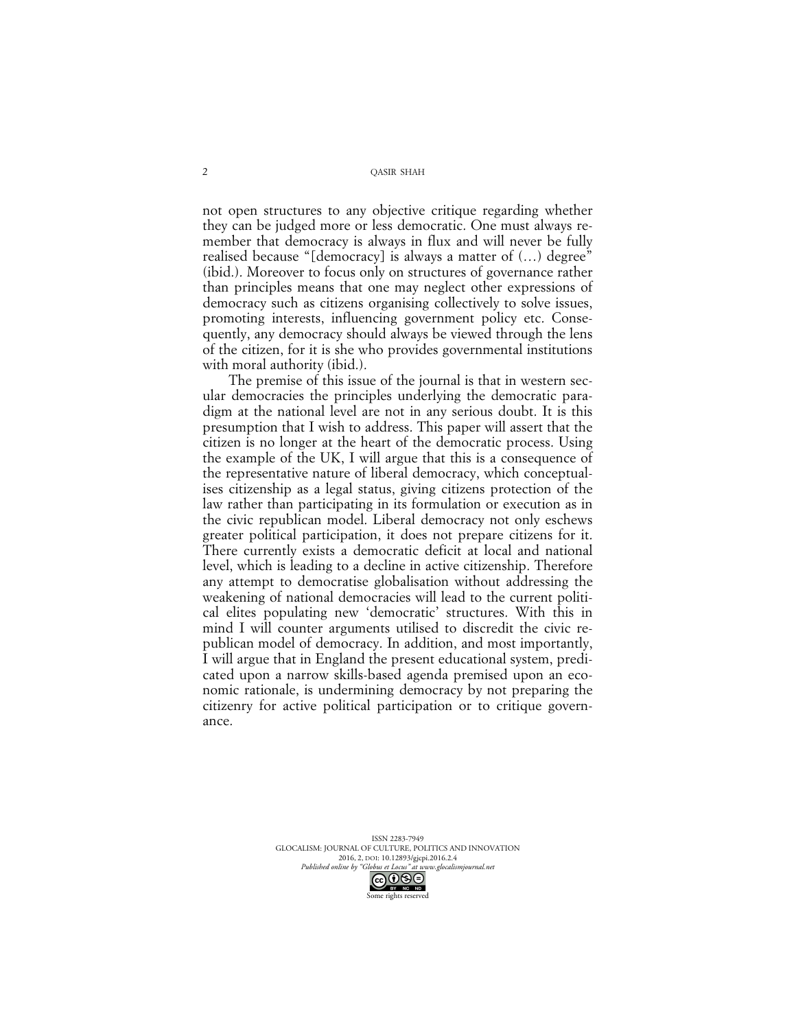not open structures to any objective critique regarding whether they can be judged more or less democratic. One must always remember that democracy is always in flux and will never be fully realised because "[democracy] is always a matter of (…) degree" (ibid.). Moreover to focus only on structures of governance rather than principles means that one may neglect other expressions of democracy such as citizens organising collectively to solve issues, promoting interests, influencing government policy etc. Consequently, any democracy should always be viewed through the lens of the citizen, for it is she who provides governmental institutions with moral authority (ibid.).

The premise of this issue of the journal is that in western secular democracies the principles underlying the democratic paradigm at the national level are not in any serious doubt. It is this presumption that I wish to address. This paper will assert that the citizen is no longer at the heart of the democratic process. Using the example of the UK, I will argue that this is a consequence of the representative nature of liberal democracy, which conceptualises citizenship as a legal status, giving citizens protection of the law rather than participating in its formulation or execution as in the civic republican model. Liberal democracy not only eschews greater political participation, it does not prepare citizens for it. There currently exists a democratic deficit at local and national level, which is leading to a decline in active citizenship. Therefore any attempt to democratise globalisation without addressing the weakening of national democracies will lead to the current political elites populating new 'democratic' structures. With this in mind I will counter arguments utilised to discredit the civic republican model of democracy. In addition, and most importantly, I will argue that in England the present educational system, predicated upon a narrow skills-based agenda premised upon an economic rationale, is undermining democracy by not preparing the citizenry for active political participation or to critique governance.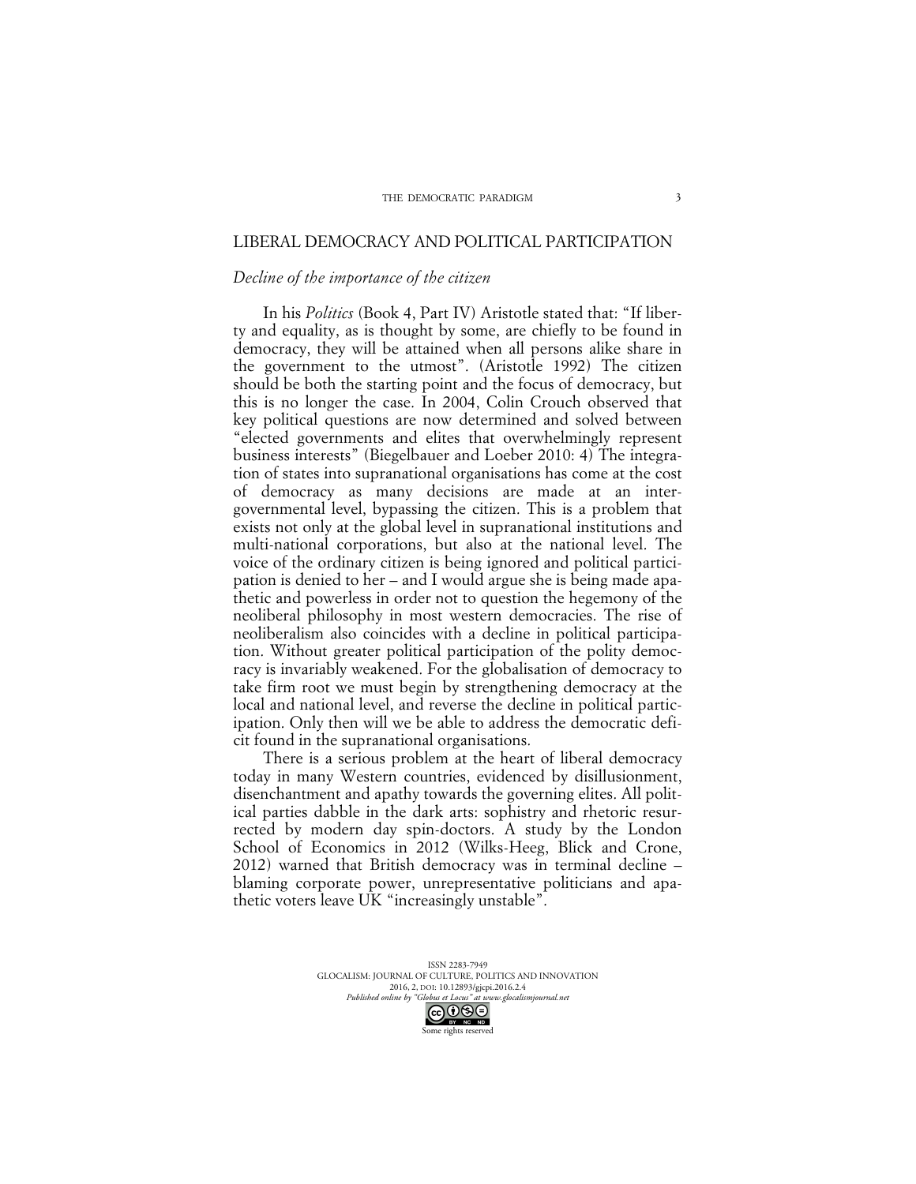## LIBERAL DEMOCRACY AND POLITICAL PARTICIPATION

### *Decline of the importance of the citizen*

In his *Politics* (Book 4, Part IV) Aristotle stated that: "If liberty and equality, as is thought by some, are chiefly to be found in democracy, they will be attained when all persons alike share in the government to the utmost". (Aristotle 1992) The citizen should be both the starting point and the focus of democracy, but this is no longer the case. In 2004, Colin Crouch observed that key political questions are now determined and solved between "elected governments and elites that overwhelmingly represent business interests" (Biegelbauer and Loeber 2010: 4) The integration of states into supranational organisations has come at the cost of democracy as many decisions are made at an inter-governmental level, bypassing the citizen. This is a problem that exists not only at the global level in supranational institutions and multi-national corporations, but also at the national level. The voice of the ordinary citizen is being ignored and political participation is denied to her – and I would argue she is being made apathetic and powerless in order not to question the hegemony of the neoliberal philosophy in most western democracies. The rise of neoliberalism also coincides with a decline in political participation. Without greater political participation of the polity democracy is invariably weakened. For the globalisation of democracy to take firm root we must begin by strengthening democracy at the local and national level, and reverse the decline in political participation. Only then will we be able to address the democratic deficit found in the supranational organisations.

There is a serious problem at the heart of liberal democracy today in many Western countries, evidenced by disillusionment, disenchantment and apathy towards the governing elites. All political parties dabble in the dark arts: sophistry and rhetoric resurrected by modern day spin-doctors. A study by the London School of Economics in 2012 (Wilks-Heeg, Blick and Crone, 2012) warned that British democracy was in terminal decline – blaming corporate power, unrepresentative politicians and apathetic voters leave UK "increasingly unstable".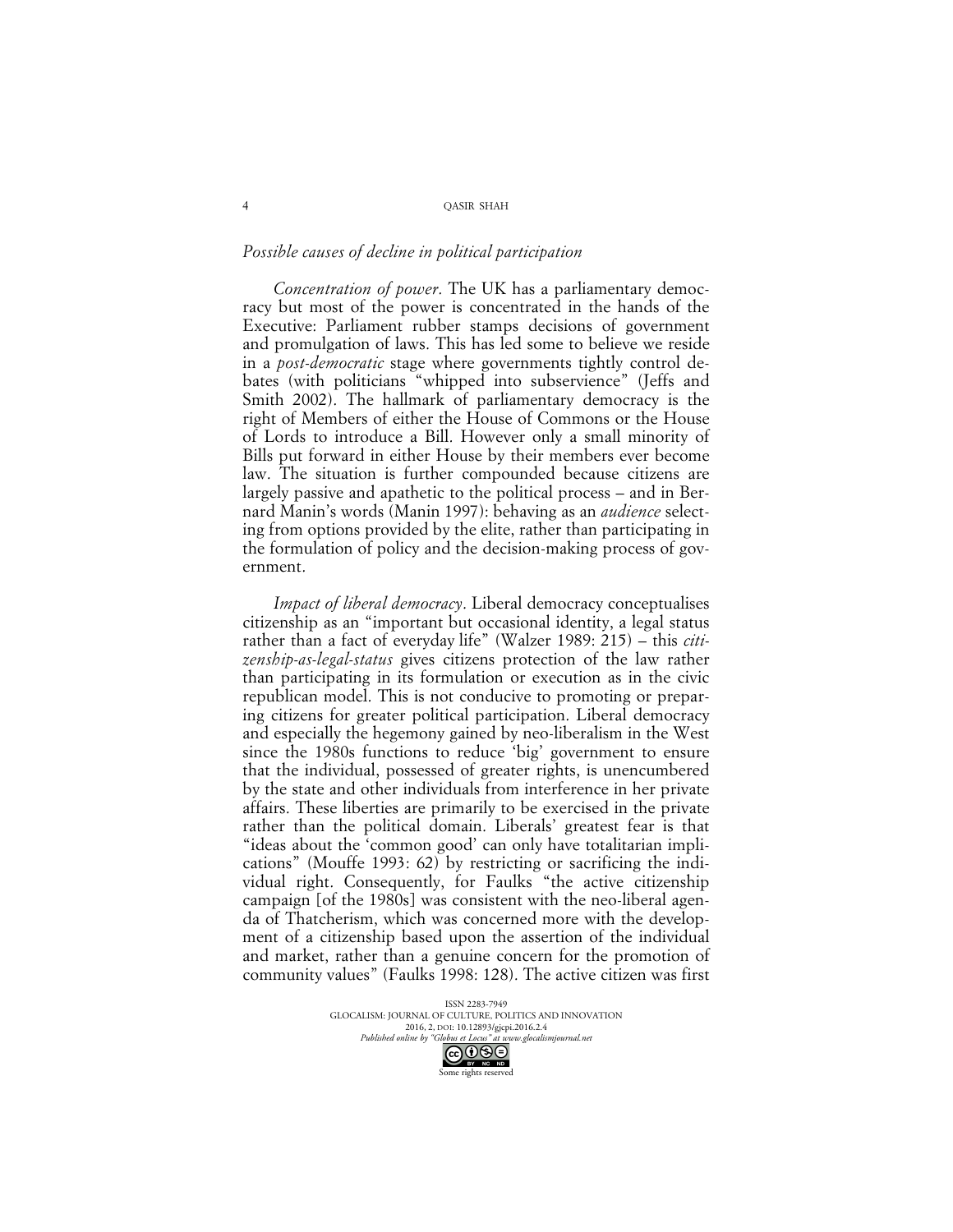*Possible causes of decline in political participation*

*Concentration of power*. The UK has a parliamentary democracy but most of the power is concentrated in the hands of the Executive: Parliament rubber stamps decisions of government and promulgation of laws. This has led some to believe we reside in a *post-democratic* stage where governments tightly control debates (with politicians "whipped into subservience" (Jeffs and Smith 2002). The hallmark of parliamentary democracy is the right of Members of either the House of Commons or the House of Lords to introduce a Bill. However only a small minority of Bills put forward in either House by their members ever become law. The situation is further compounded because citizens are largely passive and apathetic to the political process – and in Bernard Manin's words (Manin 1997): behaving as an *audience* selecting from options provided by the elite, rather than participating in the formulation of policy and the decision-making process of government.

*Impact of liberal democracy*. Liberal democracy conceptualises citizenship as an "important but occasional identity, a legal status rather than a fact of everyday life" (Walzer 1989: 215) – this *citizenship-as-legal-status* gives citizens protection of the law rather than participating in its formulation or execution as in the civic republican model. This is not conducive to promoting or preparing citizens for greater political participation. Liberal democracy and especially the hegemony gained by neo-liberalism in the West since the 1980s functions to reduce 'big' government to ensure that the individual, possessed of greater rights, is unencumbered by the state and other individuals from interference in her private affairs. These liberties are primarily to be exercised in the private rather than the political domain. Liberals' greatest fear is that "ideas about the 'common good' can only have totalitarian implications" (Mouffe 1993: 62) by restricting or sacrificing the individual right. Consequently, for Faulks "the active citizenship campaign [of the 1980s] was consistent with the neo-liberal agenda of Thatcherism, which was concerned more with the development of a citizenship based upon the assertion of the individual and market, rather than a genuine concern for the promotion of community values" (Faulks 1998: 128). The active citizen was first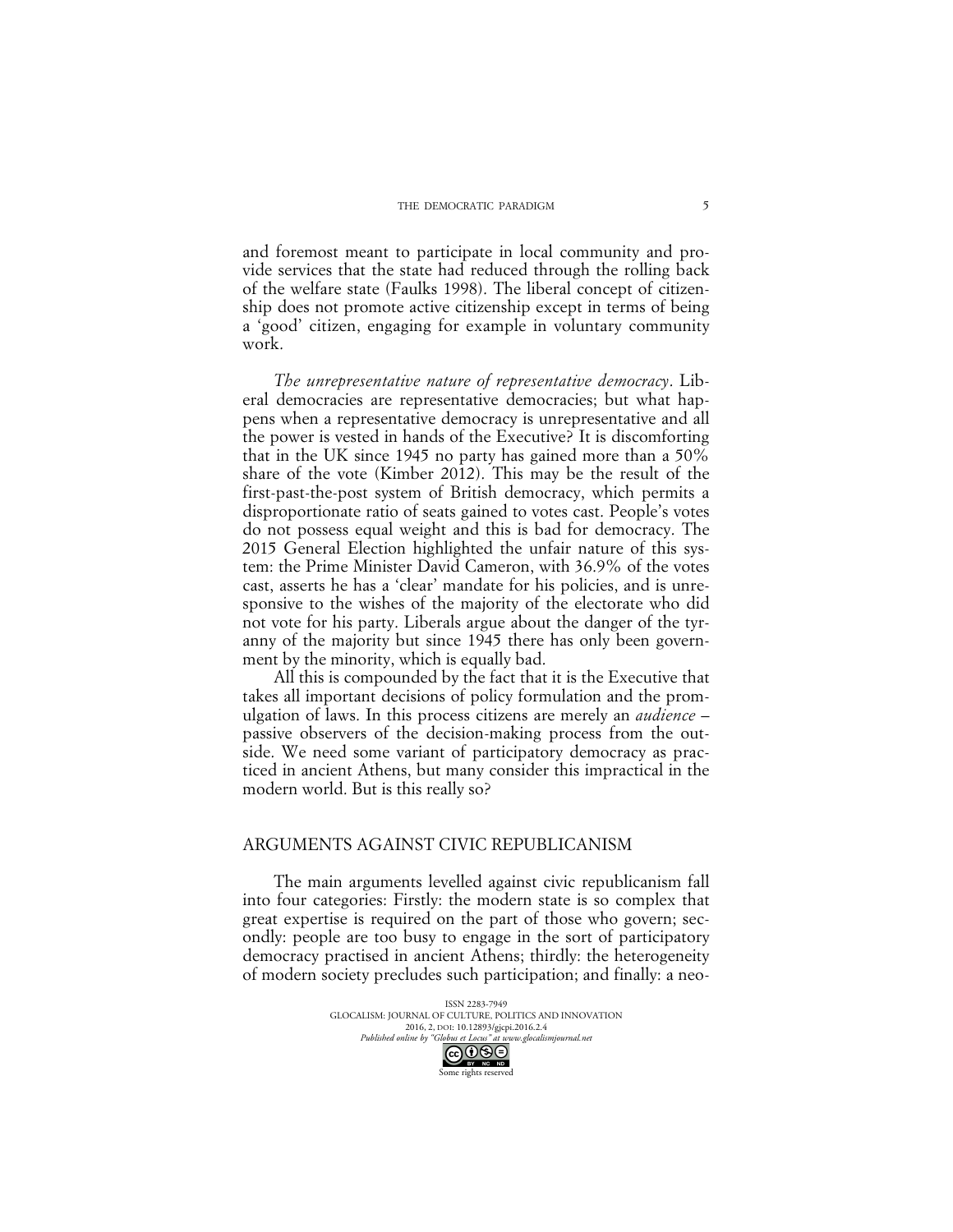and foremost meant to participate in local community and provide services that the state had reduced through the rolling back of the welfare state (Faulks 1998). The liberal concept of citizenship does not promote active citizenship except in terms of being a 'good' citizen, engaging for example in voluntary community work.

*The unrepresentative nature of representative democracy*. Liberal democracies are representative democracies; but what happens when a representative democracy is unrepresentative and all the power is vested in hands of the Executive? It is discomforting that in the UK since 1945 no party has gained more than a 50% share of the vote (Kimber 2012). This may be the result of the first-past-the-post system of British democracy, which permits a disproportionate ratio of seats gained to votes cast. People's votes do not possess equal weight and this is bad for democracy. The 2015 General Election highlighted the unfair nature of this system: the Prime Minister David Cameron, with 36.9% of the votes cast, asserts he has a 'clear' mandate for his policies, and is unresponsive to the wishes of the majority of the electorate who did not vote for his party. Liberals argue about the danger of the tyranny of the majority but since 1945 there has only been government by the minority, which is equally bad.

All this is compounded by the fact that it is the Executive that takes all important decisions of policy formulation and the promulgation of laws. In this process citizens are merely an *audience* – passive observers of the decision-making process from the outside. We need some variant of participatory democracy as practiced in ancient Athens, but many consider this impractical in the modern world. But is this really so?

## ARGUMENTS AGAINST CIVIC REPUBLICANISM

The main arguments levelled against civic republicanism fall into four categories: Firstly: the modern state is so complex that great expertise is required on the part of those who govern; secondly: people are too busy to engage in the sort of participatory democracy practised in ancient Athens; thirdly: the heterogeneity of modern society precludes such participation; and finally: a neo-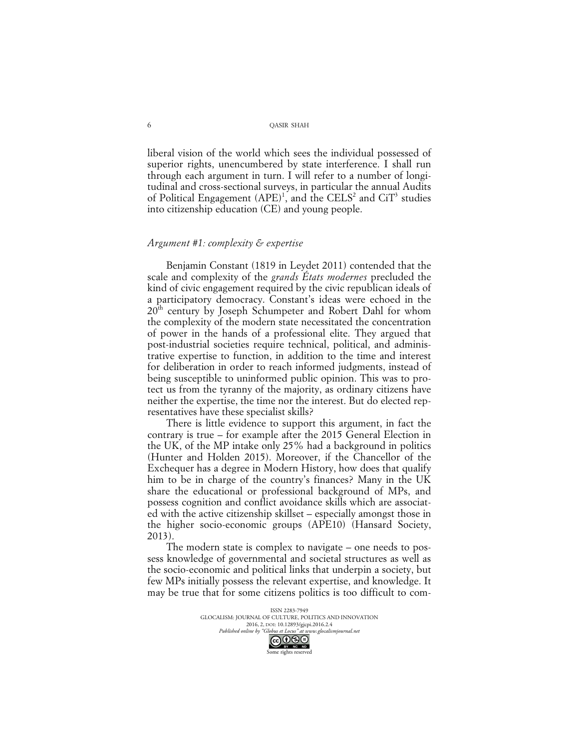liberal vision of the world which sees the individual possessed of superior rights, unencumbered by state interference. I shall run through each argument in turn. I will refer to a number of longitudinal and cross-sectional surveys, in particular the annual Audits of Political Engagement (APE)[1], and the CELS[2] and CiT[3] studies into citizenship education (CE) and young people.

### *Argument #1: complexity & expertise*

Benjamin Constant (1819 in Leydet 2011) contended that the scale and complexity of the *grands États modernes* precluded the kind of civic engagement required by the civic republican ideals of a participatory democracy. Constant's ideas were echoed in the 20th century by Joseph Schumpeter and Robert Dahl for whom the complexity of the modern state necessitated the concentration of power in the hands of a professional elite. They argued that post-industrial societies require technical, political, and administrative expertise to function, in addition to the time and interest for deliberation in order to reach informed judgments, instead of being susceptible to uninformed public opinion. This was to protect us from the tyranny of the majority, as ordinary citizens have neither the expertise, the time nor the interest. But do elected representatives have these specialist skills?

There is little evidence to support this argument, in fact the contrary is true – for example after the 2015 General Election in the UK, of the MP intake only 25% had a background in politics (Hunter and Holden 2015). Moreover, if the Chancellor of the Exchequer has a degree in Modern History, how does that qualify him to be in charge of the country's finances? Many in the UK share the educational or professional background of MPs, and possess cognition and conflict avoidance skills which are associated with the active citizenship skillset – especially amongst those in the higher socio-economic groups (APE10) (Hansard Society, 2013).

The modern state is complex to navigate – one needs to possess knowledge of governmental and societal structures as well as the socio-economic and political links that underpin a society, but few MPs initially possess the relevant expertise, and knowledge. It may be true that for some citizens politics is too difficult to com-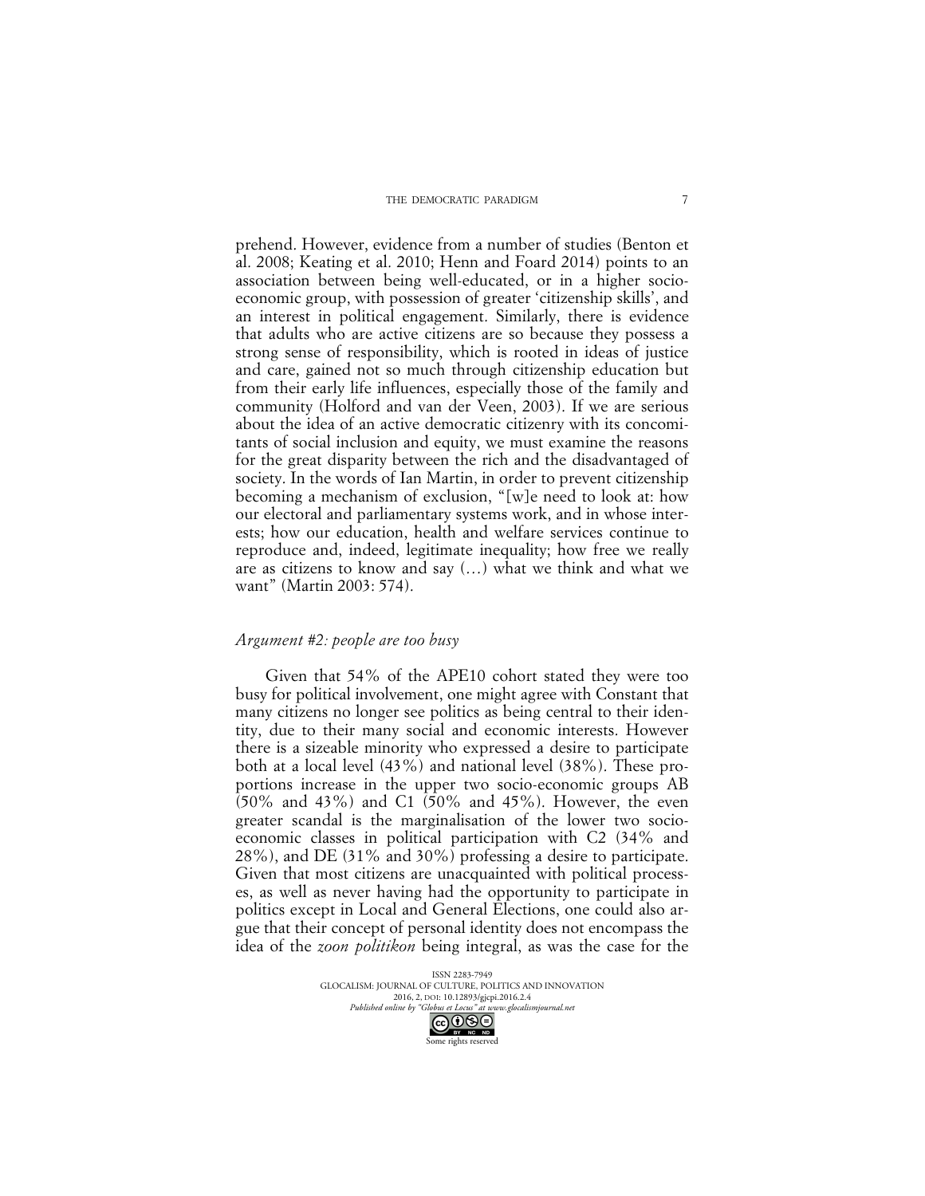prehend. However, evidence from a number of studies (Benton et al. 2008; Keating et al. 2010; Henn and Foard 2014) points to an association between being well-educated, or in a higher socio-economic group, with possession of greater 'citizenship skills', and an interest in political engagement. Similarly, there is evidence that adults who are active citizens are so because they possess a strong sense of responsibility, which is rooted in ideas of justice and care, gained not so much through citizenship education but from their early life influences, especially those of the family and community (Holford and van der Veen, 2003). If we are serious about the idea of an active democratic citizenry with its concomitants of social inclusion and equity, we must examine the reasons for the great disparity between the rich and the disadvantaged of society. In the words of Ian Martin, in order to prevent citizenship becoming a mechanism of exclusion, "[w]e need to look at: how our electoral and parliamentary systems work, and in whose interests; how our education, health and welfare services continue to reproduce and, indeed, legitimate inequality; how free we really are as citizens to know and say (…) what we think and what we want" (Martin 2003: 574).

### *Argument #2: people are too busy*

Given that 54% of the APE10 cohort stated they were too busy for political involvement, one might agree with Constant that many citizens no longer see politics as being central to their identity, due to their many social and economic interests. However there is a sizeable minority who expressed a desire to participate both at a local level (43%) and national level (38%). These proportions increase in the upper two socio-economic groups AB (50% and 43%) and C1 (50% and 45%). However, the even greater scandal is the marginalisation of the lower two socio-economic classes in political participation with C2 (34% and 28%), and DE (31% and 30%) professing a desire to participate. Given that most citizens are unacquainted with political processes, as well as never having had the opportunity to participate in politics except in Local and General Elections, one could also argue that their concept of personal identity does not encompass the idea of the *zoon politikon* being integral, as was the case for the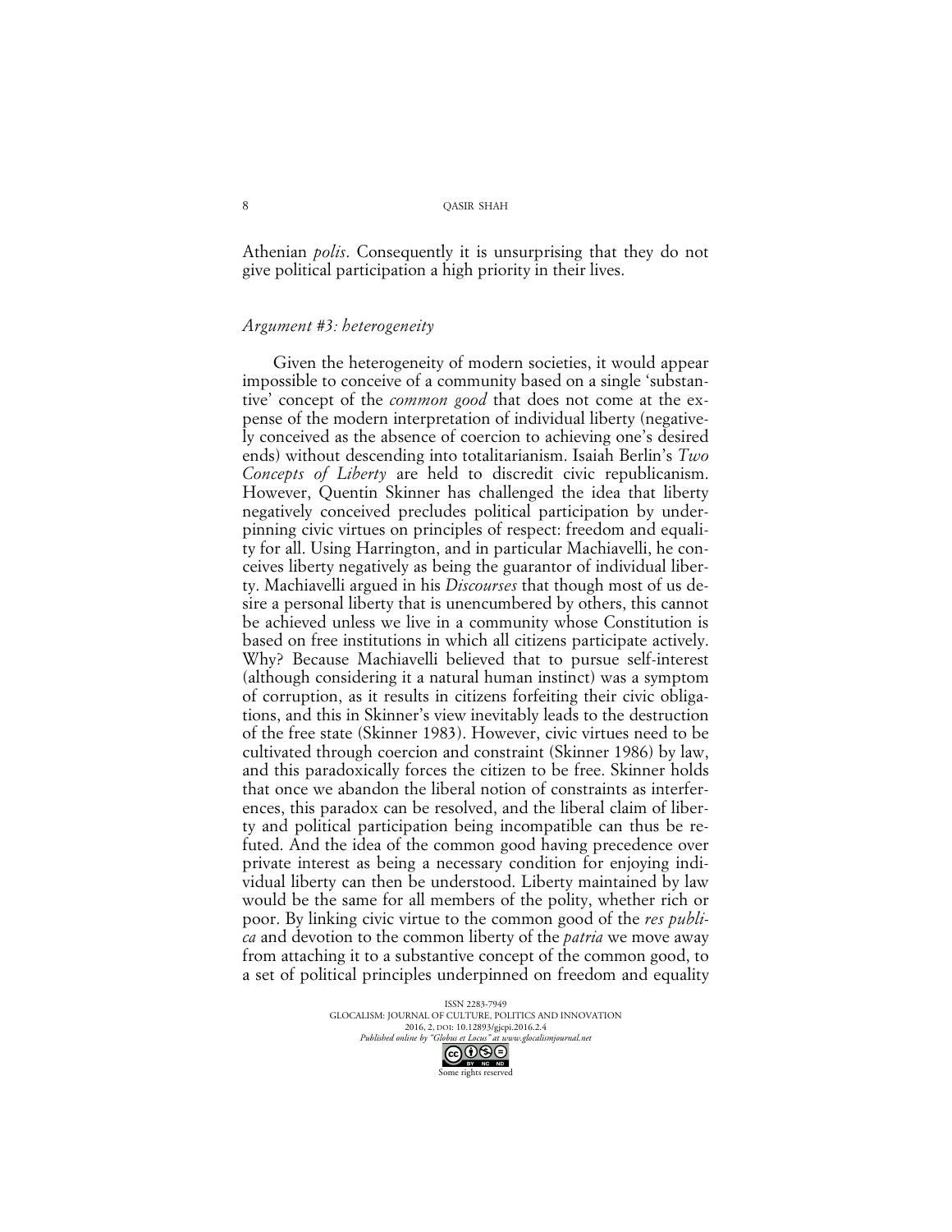Athenian *polis*. Consequently it is unsurprising that they do not give political participation a high priority in their lives.

### *Argument #3: heterogeneity*

Given the heterogeneity of modern societies, it would appear impossible to conceive of a community based on a single 'substantive' concept of the *common good* that does not come at the expense of the modern interpretation of individual liberty (negatively conceived as the absence of coercion to achieving one's desired ends) without descending into totalitarianism. Isaiah Berlin's *Two Concepts of Liberty* are held to discredit civic republicanism. However, Quentin Skinner has challenged the idea that liberty negatively conceived precludes political participation by underpinning civic virtues on principles of respect: freedom and equality for all. Using Harrington, and in particular Machiavelli, he conceives liberty negatively as being the guarantor of individual liberty. Machiavelli argued in his *Discourses* that though most of us desire a personal liberty that is unencumbered by others, this cannot be achieved unless we live in a community whose Constitution is based on free institutions in which all citizens participate actively. Why? Because Machiavelli believed that to pursue self-interest (although considering it a natural human instinct) was a symptom of corruption, as it results in citizens forfeiting their civic obligations, and this in Skinner's view inevitably leads to the destruction of the free state (Skinner 1983). However, civic virtues need to be cultivated through coercion and constraint (Skinner 1986) by law, and this paradoxically forces the citizen to be free. Skinner holds that once we abandon the liberal notion of constraints as interferences, this paradox can be resolved, and the liberal claim of liberty and political participation being incompatible can thus be refuted. And the idea of the common good having precedence over private interest as being a necessary condition for enjoying individual liberty can then be understood. Liberty maintained by law would be the same for all members of the polity, whether rich or poor. By linking civic virtue to the common good of the *res publica* and devotion to the common liberty of the *patria* we move away from attaching it to a substantive concept of the common good, to a set of political principles underpinned on freedom and equality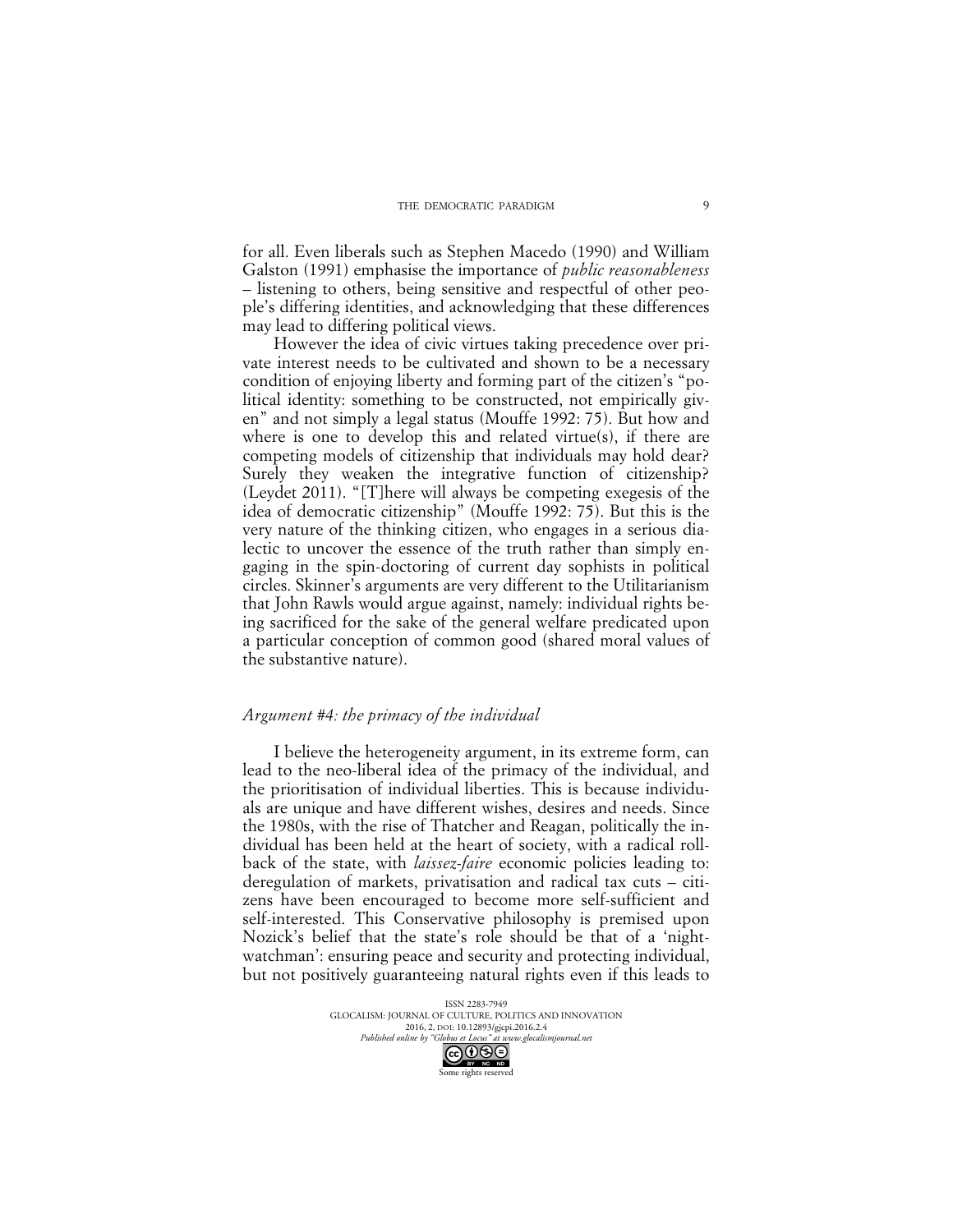for all. Even liberals such as Stephen Macedo (1990) and William Galston (1991) emphasise the importance of *public reasonableness* – listening to others, being sensitive and respectful of other people's differing identities, and acknowledging that these differences may lead to differing political views.

However the idea of civic virtues taking precedence over private interest needs to be cultivated and shown to be a necessary condition of enjoying liberty and forming part of the citizen's "political identity: something to be constructed, not empirically given" and not simply a legal status (Mouffe 1992: 75). But how and where is one to develop this and related virtue(s), if there are competing models of citizenship that individuals may hold dear? Surely they weaken the integrative function of citizenship? (Leydet 2011). "[T]here will always be competing exegesis of the idea of democratic citizenship" (Mouffe 1992: 75). But this is the very nature of the thinking citizen, who engages in a serious dialectic to uncover the essence of the truth rather than simply engaging in the spin-doctoring of current day sophists in political circles. Skinner's arguments are very different to the Utilitarianism that John Rawls would argue against, namely: individual rights being sacrificed for the sake of the general welfare predicated upon a particular conception of common good (shared moral values of the substantive nature).

### *Argument #4: the primacy of the individual*

I believe the heterogeneity argument, in its extreme form, can lead to the neo-liberal idea of the primacy of the individual, and the prioritisation of individual liberties. This is because individuals are unique and have different wishes, desires and needs. Since the 1980s, with the rise of Thatcher and Reagan, politically the individual has been held at the heart of society, with a radical roll-back of the state, with *laissez-faire* economic policies leading to: deregulation of markets, privatisation and radical tax cuts – citizens have been encouraged to become more self-sufficient and self-interested. This Conservative philosophy is premised upon Nozick's belief that the state's role should be that of a 'night-watchman': ensuring peace and security and protecting individual, but not positively guaranteeing natural rights even if this leads to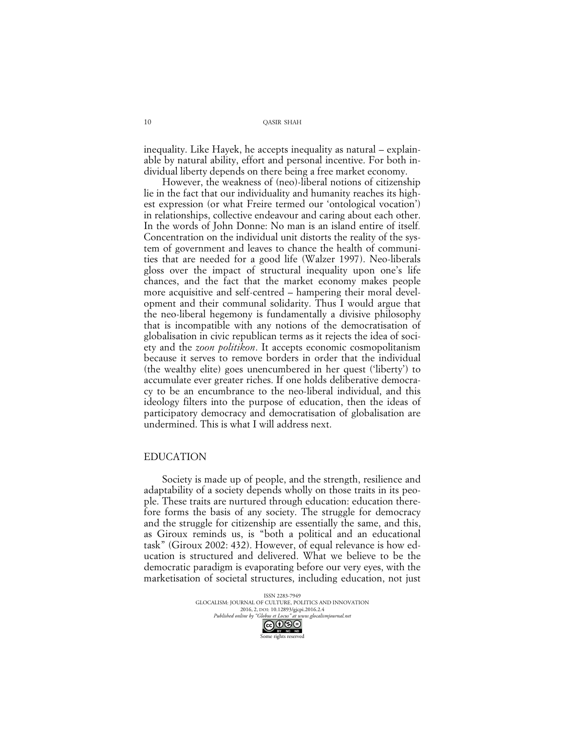inequality. Like Hayek, he accepts inequality as natural – explainable by natural ability, effort and personal incentive. For both individual liberty depends on there being a free market economy.

However, the weakness of (neo)-liberal notions of citizenship lie in the fact that our individuality and humanity reaches its highest expression (or what Freire termed our 'ontological vocation') in relationships, collective endeavour and caring about each other. In the words of John Donne: No man is an island entire of itself. Concentration on the individual unit distorts the reality of the system of government and leaves to chance the health of communities that are needed for a good life (Walzer 1997). Neo-liberals gloss over the impact of structural inequality upon one's life chances, and the fact that the market economy makes people more acquisitive and self-centred – hampering their moral development and their communal solidarity. Thus I would argue that the neo-liberal hegemony is fundamentally a divisive philosophy that is incompatible with any notions of the democratisation of globalisation in civic republican terms as it rejects the idea of society and the *zoon politikon*. It accepts economic cosmopolitanism because it serves to remove borders in order that the individual (the wealthy elite) goes unencumbered in her quest ('liberty') to accumulate ever greater riches. If one holds deliberative democracy to be an encumbrance to the neo-liberal individual, and this ideology filters into the purpose of education, then the ideas of participatory democracy and democratisation of globalisation are undermined. This is what I will address next.

## EDUCATION

Society is made up of people, and the strength, resilience and adaptability of a society depends wholly on those traits in its people. These traits are nurtured through education: education therefore forms the basis of any society. The struggle for democracy and the struggle for citizenship are essentially the same, and this, as Giroux reminds us, is "both a political and an educational task" (Giroux 2002: 432). However, of equal relevance is how education is structured and delivered. What we believe to be the democratic paradigm is evaporating before our very eyes, with the marketisation of societal structures, including education, not just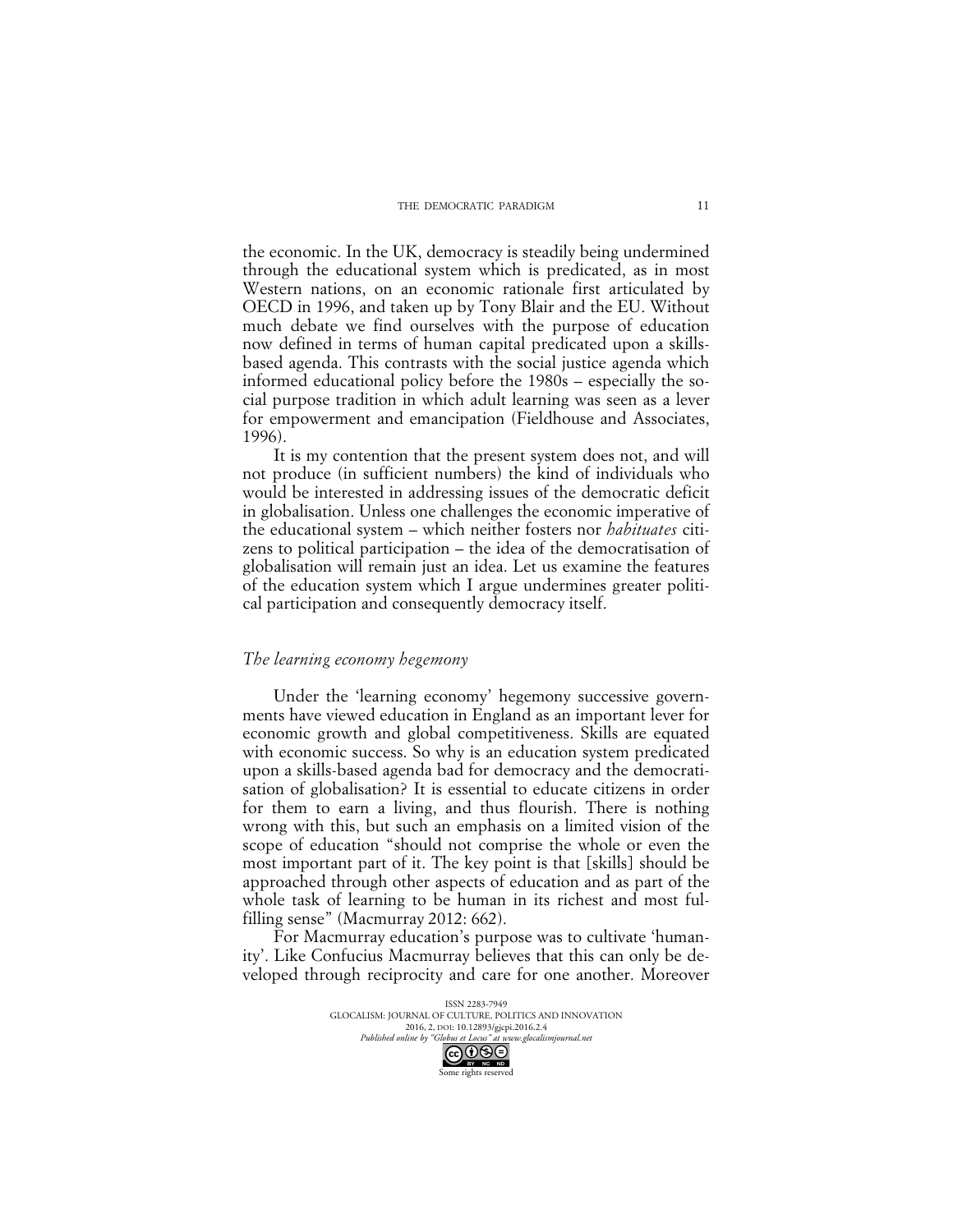the economic. In the UK, democracy is steadily being undermined through the educational system which is predicated, as in most Western nations, on an economic rationale first articulated by OECD in 1996, and taken up by Tony Blair and the EU. Without much debate we find ourselves with the purpose of education now defined in terms of human capital predicated upon a skills-based agenda. This contrasts with the social justice agenda which informed educational policy before the 1980s – especially the social purpose tradition in which adult learning was seen as a lever for empowerment and emancipation (Fieldhouse and Associates, 1996).

It is my contention that the present system does not, and will not produce (in sufficient numbers) the kind of individuals who would be interested in addressing issues of the democratic deficit in globalisation. Unless one challenges the economic imperative of the educational system – which neither fosters nor *habituates* citizens to political participation – the idea of the democratisation of globalisation will remain just an idea. Let us examine the features of the education system which I argue undermines greater political participation and consequently democracy itself.

### *The learning economy hegemony*

Under the 'learning economy' hegemony successive governments have viewed education in England as an important lever for economic growth and global competitiveness. Skills are equated with economic success. So why is an education system predicated upon a skills-based agenda bad for democracy and the democratisation of globalisation? It is essential to educate citizens in order for them to earn a living, and thus flourish. There is nothing wrong with this, but such an emphasis on a limited vision of the scope of education "should not comprise the whole or even the most important part of it. The key point is that [skills] should be approached through other aspects of education and as part of the whole task of learning to be human in its richest and most fulfilling sense" (Macmurray 2012: 662).

For Macmurray education's purpose was to cultivate 'humanity'. Like Confucius Macmurray believes that this can only be developed through reciprocity and care for one another. Moreover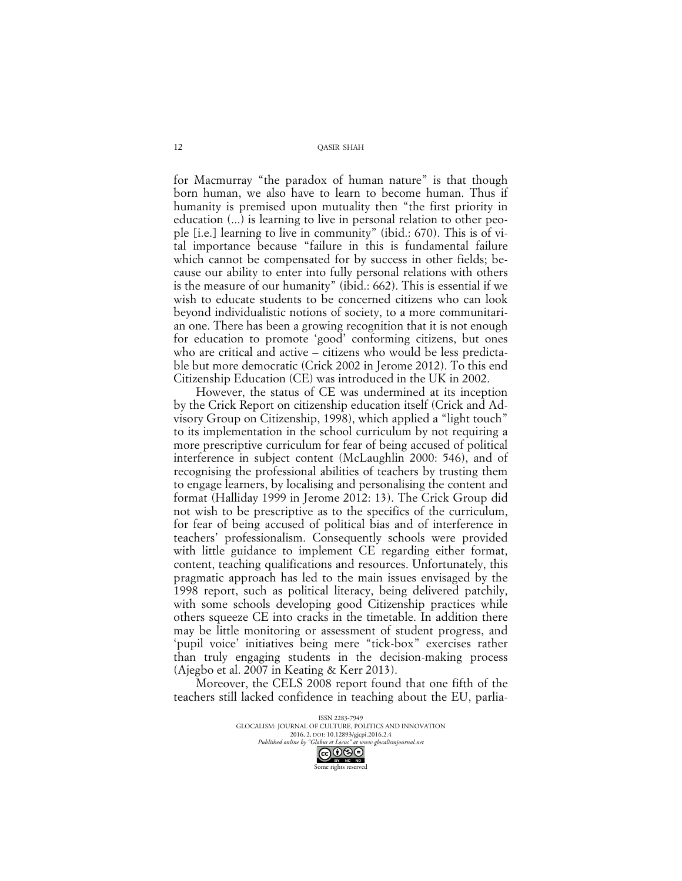for Macmurray "the paradox of human nature" is that though born human, we also have to learn to become human. Thus if humanity is premised upon mutuality then "the first priority in education (...) is learning to live in personal relation to other people [i.e.] learning to live in community" (ibid.: 670). This is of vital importance because "failure in this is fundamental failure which cannot be compensated for by success in other fields; because our ability to enter into fully personal relations with others is the measure of our humanity" (ibid.: 662). This is essential if we wish to educate students to be concerned citizens who can look beyond individualistic notions of society, to a more communitarian one. There has been a growing recognition that it is not enough for education to promote 'good' conforming citizens, but ones who are critical and active – citizens who would be less predictable but more democratic (Crick 2002 in Jerome 2012). To this end Citizenship Education (CE) was introduced in the UK in 2002.

However, the status of CE was undermined at its inception by the Crick Report on citizenship education itself (Crick and Advisory Group on Citizenship, 1998), which applied a "light touch" to its implementation in the school curriculum by not requiring a more prescriptive curriculum for fear of being accused of political interference in subject content (McLaughlin 2000: 546), and of recognising the professional abilities of teachers by trusting them to engage learners, by localising and personalising the content and format (Halliday 1999 in Jerome 2012: 13). The Crick Group did not wish to be prescriptive as to the specifics of the curriculum, for fear of being accused of political bias and of interference in teachers' professionalism. Consequently schools were provided with little guidance to implement CE regarding either format, content, teaching qualifications and resources. Unfortunately, this pragmatic approach has led to the main issues envisaged by the 1998 report, such as political literacy, being delivered patchily, with some schools developing good Citizenship practices while others squeeze CE into cracks in the timetable. In addition there may be little monitoring or assessment of student progress, and 'pupil voice' initiatives being mere "tick-box" exercises rather than truly engaging students in the decision-making process (Ajegbo et al. 2007 in Keating & Kerr 2013).

Moreover, the CELS 2008 report found that one fifth of the teachers still lacked confidence in teaching about the EU, parlia-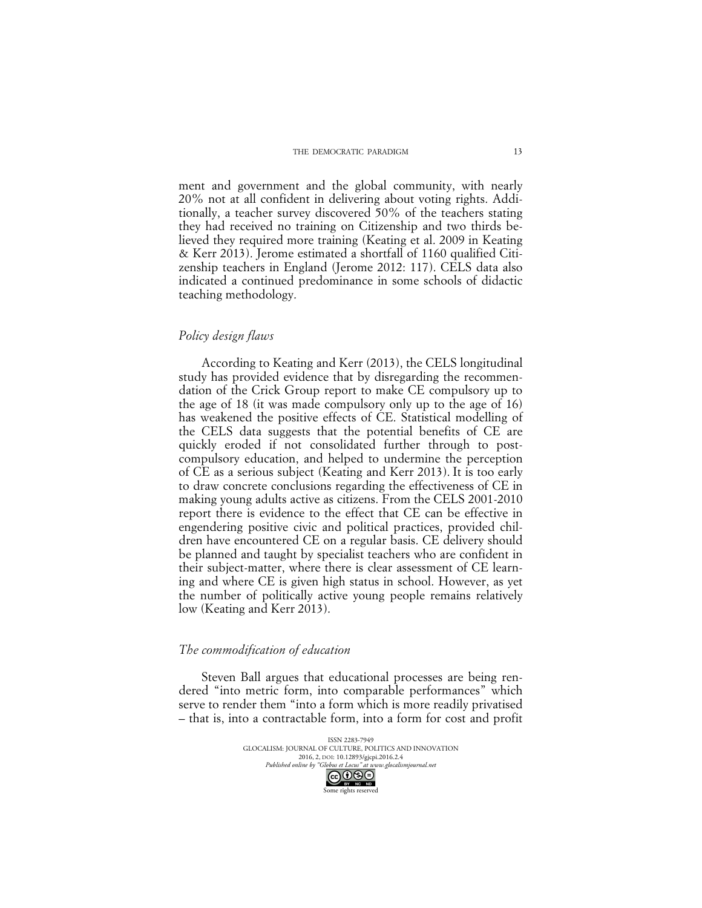ment and government and the global community, with nearly 20% not at all confident in delivering about voting rights. Additionally, a teacher survey discovered 50% of the teachers stating they had received no training on Citizenship and two thirds believed they required more training (Keating et al. 2009 in Keating & Kerr 2013). Jerome estimated a shortfall of 1160 qualified Citizenship teachers in England (Jerome 2012: 117). CELS data also indicated a continued predominance in some schools of didactic teaching methodology.

### *Policy design flaws*

According to Keating and Kerr (2013), the CELS longitudinal study has provided evidence that by disregarding the recommendation of the Crick Group report to make CE compulsory up to the age of 18 (it was made compulsory only up to the age of 16) has weakened the positive effects of CE. Statistical modelling of the CELS data suggests that the potential benefits of CE are quickly eroded if not consolidated further through to post-compulsory education, and helped to undermine the perception of CE as a serious subject (Keating and Kerr 2013). It is too early to draw concrete conclusions regarding the effectiveness of CE in making young adults active as citizens. From the CELS 2001-2010 report there is evidence to the effect that CE can be effective in engendering positive civic and political practices, provided children have encountered CE on a regular basis. CE delivery should be planned and taught by specialist teachers who are confident in their subject-matter, where there is clear assessment of CE learning and where CE is given high status in school. However, as yet the number of politically active young people remains relatively low (Keating and Kerr 2013).

### *The commodification of education*

Steven Ball argues that educational processes are being rendered "into metric form, into comparable performances" which serve to render them "into a form which is more readily privatised – that is, into a contractable form, into a form for cost and profit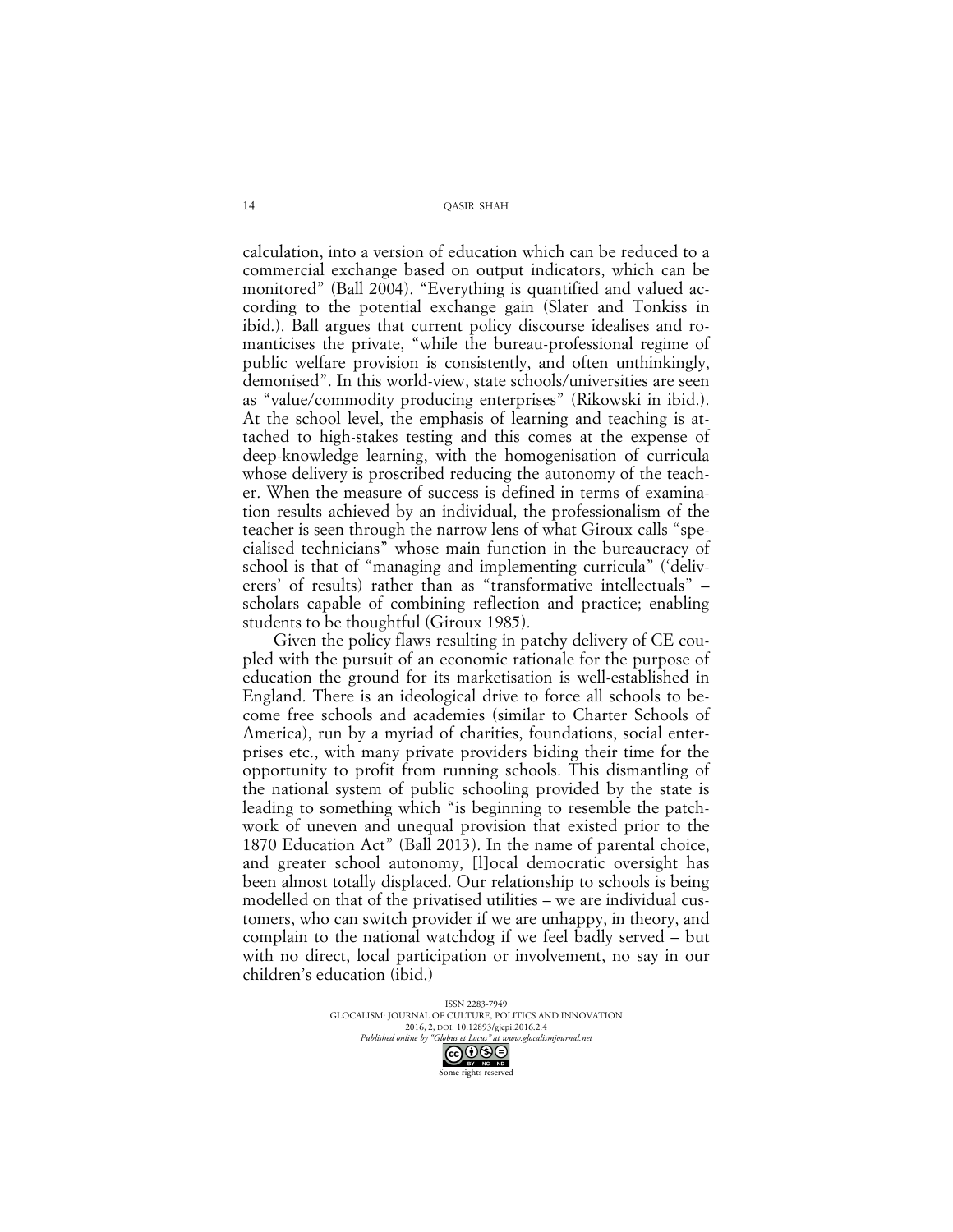calculation, into a version of education which can be reduced to a commercial exchange based on output indicators, which can be monitored" (Ball 2004). "Everything is quantified and valued according to the potential exchange gain (Slater and Tonkiss in ibid.). Ball argues that current policy discourse idealises and romanticises the private, "while the bureau-professional regime of public welfare provision is consistently, and often unthinkingly, demonised". In this world-view, state schools/universities are seen as "value/commodity producing enterprises" (Rikowski in ibid.). At the school level, the emphasis of learning and teaching is attached to high-stakes testing and this comes at the expense of deep-knowledge learning, with the homogenisation of curricula whose delivery is proscribed reducing the autonomy of the teacher. When the measure of success is defined in terms of examination results achieved by an individual, the professionalism of the teacher is seen through the narrow lens of what Giroux calls "specialised technicians" whose main function in the bureaucracy of school is that of "managing and implementing curricula" ('deliverers' of results) rather than as "transformative intellectuals" – scholars capable of combining reflection and practice; enabling students to be thoughtful (Giroux 1985).

Given the policy flaws resulting in patchy delivery of CE coupled with the pursuit of an economic rationale for the purpose of education the ground for its marketisation is well-established in England. There is an ideological drive to force all schools to become free schools and academies (similar to Charter Schools of America), run by a myriad of charities, foundations, social enterprises etc., with many private providers biding their time for the opportunity to profit from running schools. This dismantling of the national system of public schooling provided by the state is leading to something which "is beginning to resemble the patchwork of uneven and unequal provision that existed prior to the 1870 Education Act" (Ball 2013). In the name of parental choice, and greater school autonomy, [l]ocal democratic oversight has been almost totally displaced. Our relationship to schools is being modelled on that of the privatised utilities – we are individual customers, who can switch provider if we are unhappy, in theory, and complain to the national watchdog if we feel badly served – but with no direct, local participation or involvement, no say in our children's education (ibid.)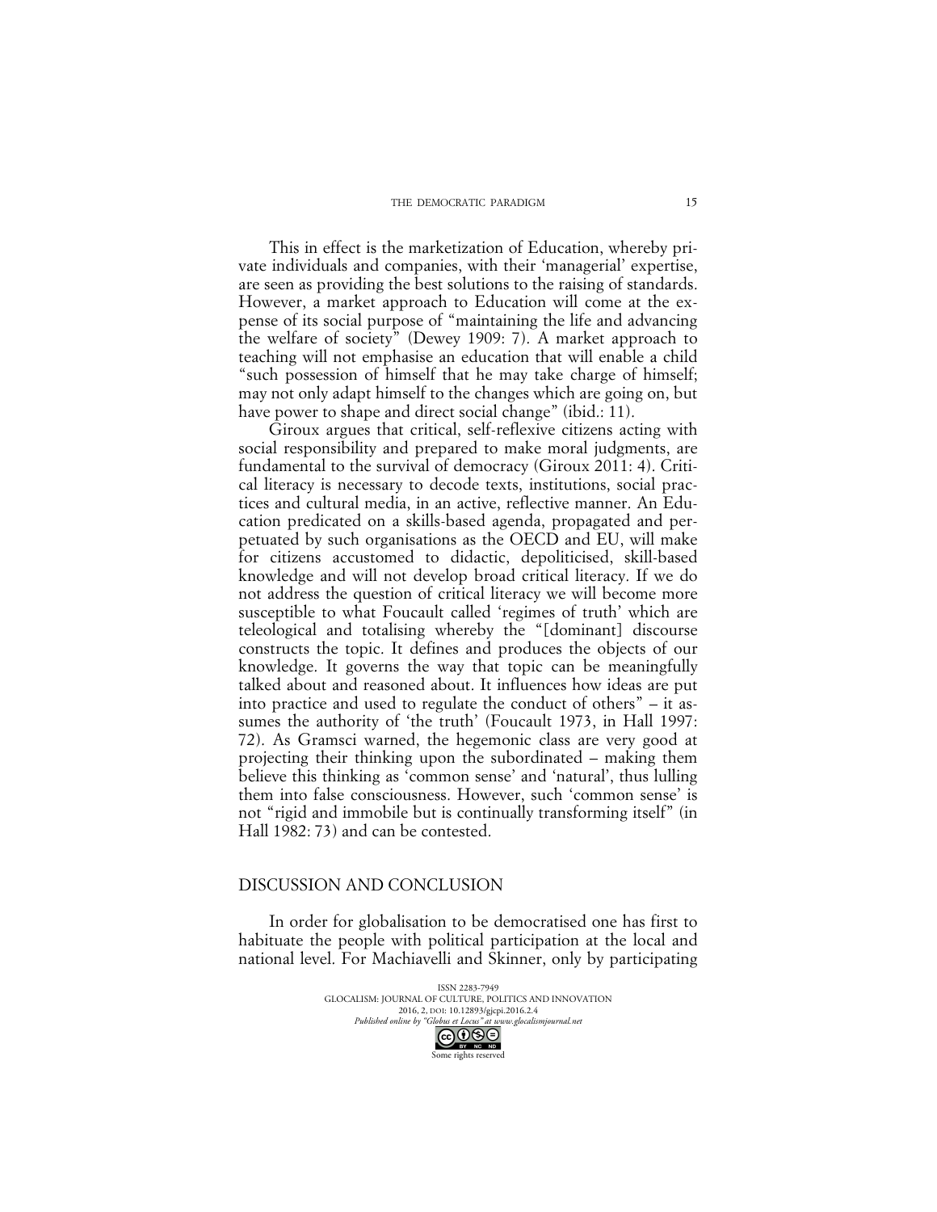This in effect is the marketization of Education, whereby private individuals and companies, with their 'managerial' expertise, are seen as providing the best solutions to the raising of standards. However, a market approach to Education will come at the expense of its social purpose of "maintaining the life and advancing the welfare of society" (Dewey 1909: 7). A market approach to teaching will not emphasise an education that will enable a child "such possession of himself that he may take charge of himself; may not only adapt himself to the changes which are going on, but have power to shape and direct social change" (ibid.: 11).

Giroux argues that critical, self-reflexive citizens acting with social responsibility and prepared to make moral judgments, are fundamental to the survival of democracy (Giroux 2011: 4). Critical literacy is necessary to decode texts, institutions, social practices and cultural media, in an active, reflective manner. An Education predicated on a skills-based agenda, propagated and perpetuated by such organisations as the OECD and EU, will make for citizens accustomed to didactic, depoliticised, skill-based knowledge and will not develop broad critical literacy. If we do not address the question of critical literacy we will become more susceptible to what Foucault called 'regimes of truth' which are teleological and totalising whereby the "[dominant] discourse constructs the topic. It defines and produces the objects of our knowledge. It governs the way that topic can be meaningfully talked about and reasoned about. It influences how ideas are put into practice and used to regulate the conduct of others" – it assumes the authority of 'the truth' (Foucault 1973, in Hall 1997: 72). As Gramsci warned, the hegemonic class are very good at projecting their thinking upon the subordinated – making them believe this thinking as 'common sense' and 'natural', thus lulling them into false consciousness. However, such 'common sense' is not "rigid and immobile but is continually transforming itself" (in Hall 1982: 73) and can be contested.

## DISCUSSION AND CONCLUSION

In order for globalisation to be democratised one has first to habituate the people with political participation at the local and national level. For Machiavelli and Skinner, only by participating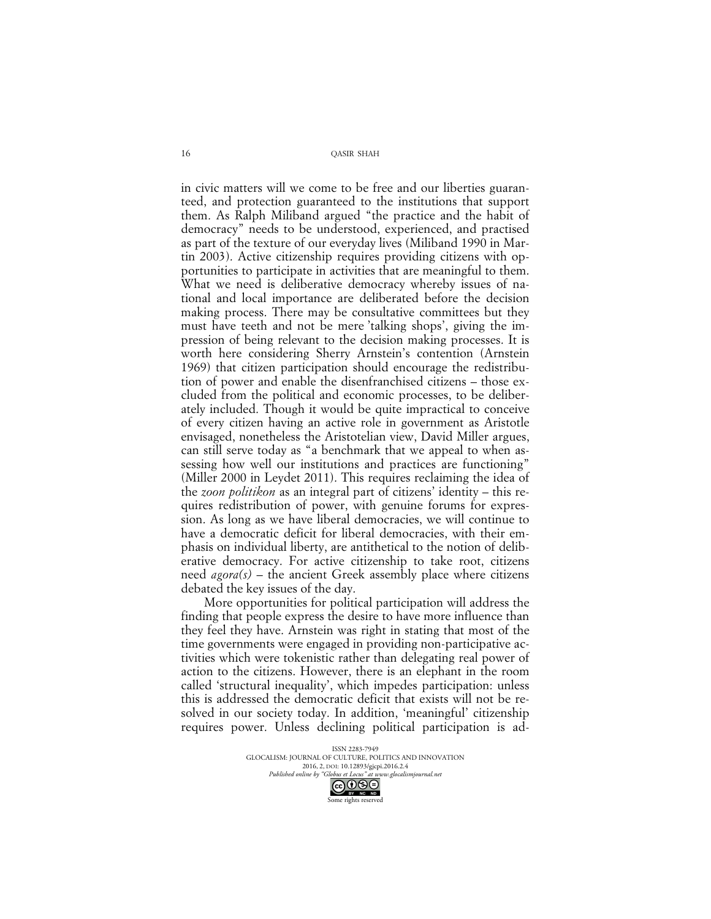in civic matters will we come to be free and our liberties guaranteed, and protection guaranteed to the institutions that support them. As Ralph Miliband argued "the practice and the habit of democracy" needs to be understood, experienced, and practised as part of the texture of our everyday lives (Miliband 1990 in Martin 2003). Active citizenship requires providing citizens with opportunities to participate in activities that are meaningful to them. What we need is deliberative democracy whereby issues of national and local importance are deliberated before the decision making process. There may be consultative committees but they must have teeth and not be mere 'talking shops', giving the impression of being relevant to the decision making processes. It is worth here considering Sherry Arnstein's contention (Arnstein 1969) that citizen participation should encourage the redistribution of power and enable the disenfranchised citizens – those excluded from the political and economic processes, to be deliberately included. Though it would be quite impractical to conceive of every citizen having an active role in government as Aristotle envisaged, nonetheless the Aristotelian view, David Miller argues, can still serve today as "a benchmark that we appeal to when assessing how well our institutions and practices are functioning" (Miller 2000 in Leydet 2011). This requires reclaiming the idea of the *zoon politikon* as an integral part of citizens' identity – this requires redistribution of power, with genuine forums for expression. As long as we have liberal democracies, we will continue to have a democratic deficit for liberal democracies, with their emphasis on individual liberty, are antithetical to the notion of deliberative democracy. For active citizenship to take root, citizens need *agora(s)* – the ancient Greek assembly place where citizens debated the key issues of the day.

More opportunities for political participation will address the finding that people express the desire to have more influence than they feel they have. Arnstein was right in stating that most of the time governments were engaged in providing non-participative activities which were tokenistic rather than delegating real power of action to the citizens. However, there is an elephant in the room called 'structural inequality', which impedes participation: unless this is addressed the democratic deficit that exists will not be resolved in our society today. In addition, 'meaningful' citizenship requires power. Unless declining political participation is ad-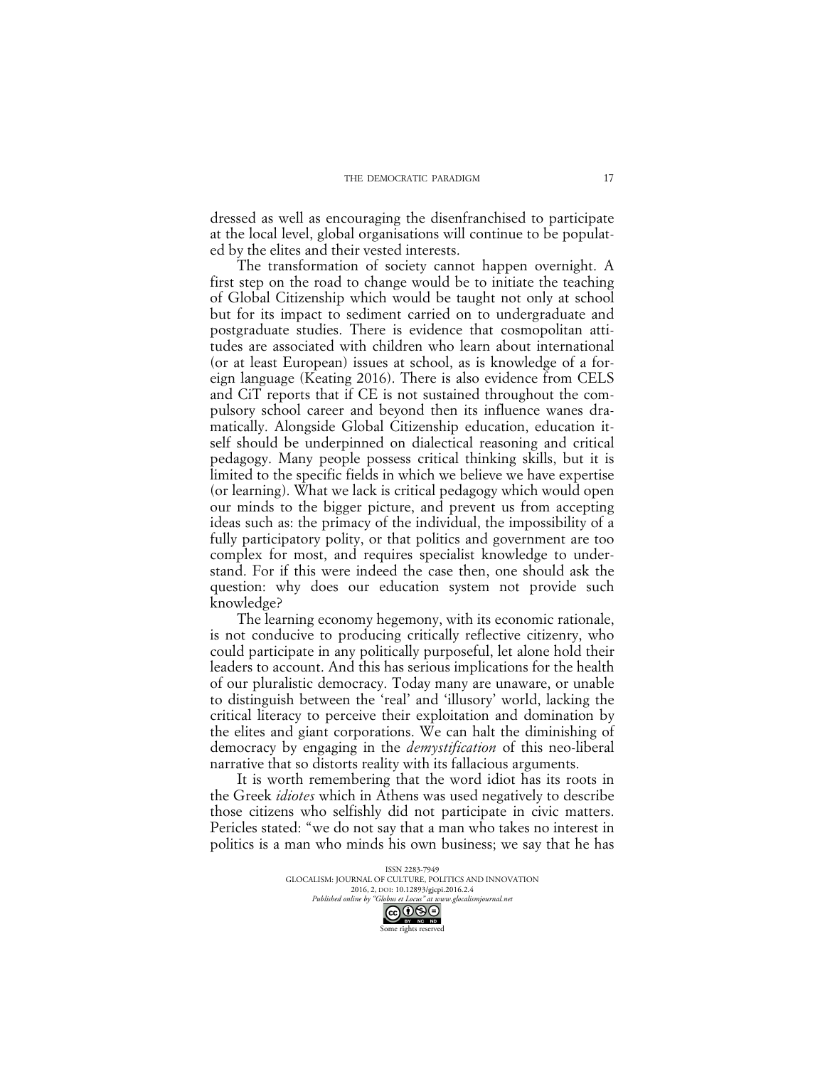dressed as well as encouraging the disenfranchised to participate at the local level, global organisations will continue to be populated by the elites and their vested interests.

The transformation of society cannot happen overnight. A first step on the road to change would be to initiate the teaching of Global Citizenship which would be taught not only at school but for its impact to sediment carried on to undergraduate and postgraduate studies. There is evidence that cosmopolitan attitudes are associated with children who learn about international (or at least European) issues at school, as is knowledge of a foreign language (Keating 2016). There is also evidence from CELS and CiT reports that if CE is not sustained throughout the compulsory school career and beyond then its influence wanes dramatically. Alongside Global Citizenship education, education itself should be underpinned on dialectical reasoning and critical pedagogy. Many people possess critical thinking skills, but it is limited to the specific fields in which we believe we have expertise (or learning). What we lack is critical pedagogy which would open our minds to the bigger picture, and prevent us from accepting ideas such as: the primacy of the individual, the impossibility of a fully participatory polity, or that politics and government are too complex for most, and requires specialist knowledge to understand. For if this were indeed the case then, one should ask the question: why does our education system not provide such knowledge?

The learning economy hegemony, with its economic rationale, is not conducive to producing critically reflective citizenry, who could participate in any politically purposeful, let alone hold their leaders to account. And this has serious implications for the health of our pluralistic democracy. Today many are unaware, or unable to distinguish between the 'real' and 'illusory' world, lacking the critical literacy to perceive their exploitation and domination by the elites and giant corporations. We can halt the diminishing of democracy by engaging in the *demystification* of this neo-liberal narrative that so distorts reality with its fallacious arguments.

It is worth remembering that the word idiot has its roots in the Greek *idiotes* which in Athens was used negatively to describe those citizens who selfishly did not participate in civic matters. Pericles stated: "we do not say that a man who takes no interest in politics is a man who minds his own business; we say that he has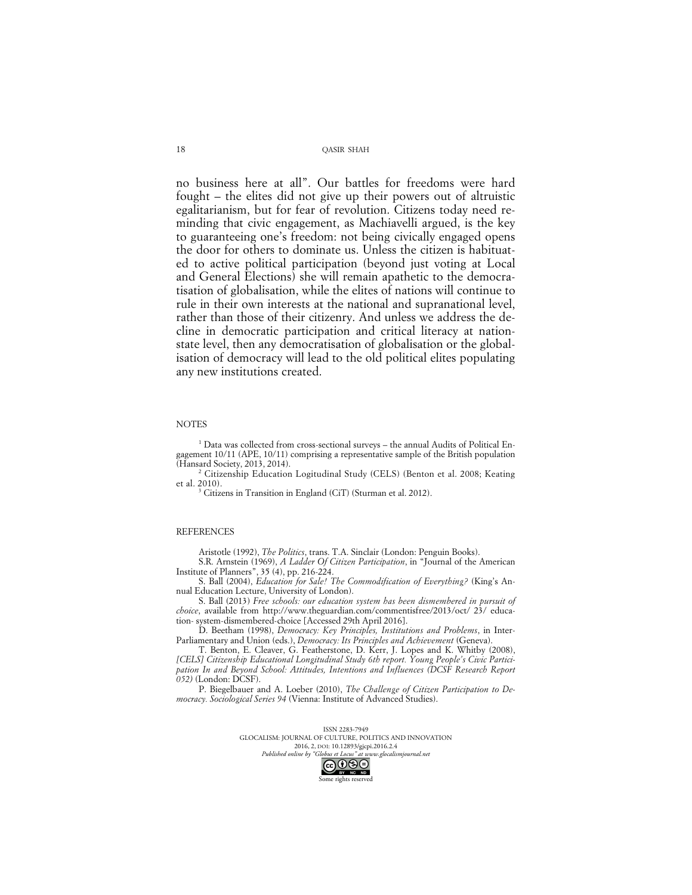no business here at all". Our battles for freedoms were hard fought – the elites did not give up their powers out of altruistic egalitarianism, but for fear of revolution. Citizens today need reminding that civic engagement, as Machiavelli argued, is the key to guaranteeing one's freedom: not being civically engaged opens the door for others to dominate us. Unless the citizen is habituated to active political participation (beyond just voting at Local and General Elections) she will remain apathetic to the democratisation of globalisation, while the elites of nations will continue to rule in their own interests at the national and supranational level, rather than those of their citizenry. And unless we address the decline in democratic participation and critical literacy at nation-state level, then any democratisation of globalisation or the globalisation of democracy will lead to the old political elites populating any new institutions created.

## NOTES

[1] Data was collected from cross-sectional surveys – the annual Audits of Political Engagement 10/11 (APE, 10/11) comprising a representative sample of the British population (Hansard Society, 2013, 2014).

[2] Citizenship Education Logitudinal Study (CELS) (Benton et al. 2008; Keating et al. 2010).

[3] Citizens in Transition in England (CiT) (Sturman et al. 2012).

## REFERENCES

Aristotle (1992), *The Politics*, trans. T.A. Sinclair (London: Penguin Books).

S.R. Arnstein (1969), *A Ladder Of Citizen Participation*, in "Journal of the American Institute of Planners", 35 (4), pp. 216-224.

S. Ball (2004), *Education for Sale! The Commodification of Everything?* (King's Annual Education Lecture, University of London).

S. Ball (2013) *Free schools: our education system has been dismembered in pursuit of choice*, available from http://www.theguardian.com/commentisfree/2013/oct/ 23/ education- system-dismembered-choice [Accessed 29th April 2016].

D. Beetham (1998), *Democracy: Key Principles, Institutions and Problems*, in Inter-Parliamentary and Union (eds.), *Democracy: Its Principles and Achievement* (Geneva).

T. Benton, E. Cleaver, G. Featherstone, D. Kerr, J. Lopes and K. Whitby (2008), *[CELS] Citizenship Educational Longitudinal Study 6th report. Young People's Civic Participation In and Beyond School: Attitudes, Intentions and Influences (DCSF Research Report 052)* (London: DCSF).

P. Biegelbauer and A. Loeber (2010), *The Challenge of Citizen Participation to Democracy. Sociological Series 94* (Vienna: Institute of Advanced Studies).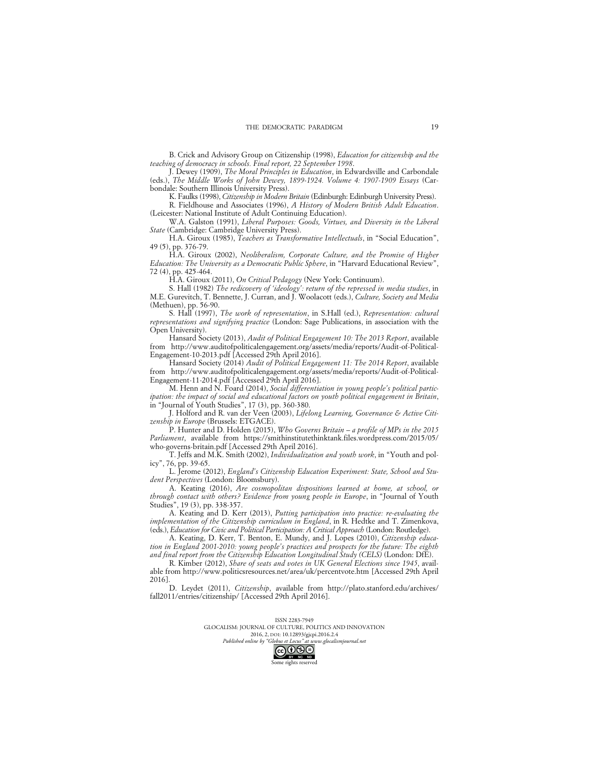B. Crick and Advisory Group on Citizenship (1998), *Education for citizenship and the teaching of democracy in schools. Final report, 22 September 1998*.

J. Dewey (1909), *The Moral Principles in Education*, in Edwardsville and Carbondale (eds.), *The Middle Works of John Dewey, 1899-1924. Volume 4: 1907-1909 Essays* (Carbondale: Southern Illinois University Press).

K. Faulks (1998), *Citizenship in Modern Britain* (Edinburgh: Edinburgh University Press).

R. Fieldhouse and Associates (1996), *A History of Modern British Adult Education*. (Leicester: National Institute of Adult Continuing Education).

W.A. Galston (1991), *Liberal Purposes: Goods, Virtues, and Diversity in the Liberal State* (Cambridge: Cambridge University Press).

H.A. Giroux (1985), *Teachers as Transformative Intellectuals*, in "Social Education", 49 (5), pp. 376-79.

H.A. Giroux (2002), *Neoliberalism, Corporate Culture, and the Promise of Higher Education: The University as a Democratic Public Sphere*, in "Harvard Educational Review", 72 (4), pp. 425-464.

H.A. Giroux (2011), *On Critical Pedagogy* (New York: Continuum).

S. Hall (1982) *The redicovery of 'ideology': return of the repressed in media studies*, in M.E. Gurevitch, T. Bennette, J. Curran, and J. Woolacott (eds.), *Culture, Society and Media* (Methuen), pp. 56-90.

S. Hall (1997), *The work of representation*, in S.Hall (ed.), *Representation: cultural representations and signifying practice* (London: Sage Publications, in association with the Open University).

Hansard Society (2013), *Audit of Political Engagement 10: The 2013 Report*, available from http://www.auditofpoliticalengagement.org/assets/media/reports/Audit-of-Political-Engagement-10-2013.pdf [Accessed 29th April 2016].

Hansard Society (2014) *Audit of Political Engagement 11: The 2014 Report*, available from http://www.auditofpoliticalengagement.org/assets/media/reports/Audit-of-Political-Engagement-11-2014.pdf [Accessed 29th April 2016].

M. Henn and N. Foard (2014), *Social differentiation in young people's political participation: the impact of social and educational factors on youth political engagement in Britain*, in "Journal of Youth Studies", 17 (3), pp. 360-380.

J. Holford and R. van der Veen (2003), *Lifelong Learning, Governance & Active Citizenship in Europe* (Brussels: ETGACE).

P. Hunter and D. Holden (2015), *Who Governs Britain – a profile of MPs in the 2015 Parliament*, available from https://smithinstitutethinktank.files.wordpress.com/2015/05/who-governs-britain.pdf [Accessed 29th April 2016].

T. Jeffs and M.K. Smith (2002), *Individualization and youth work*, in "Youth and policy", 76, pp. 39-65.

L. Jerome (2012), *England's Citizenship Education Experiment: State, School and Student Perspectives* (London: Bloomsbury).

A. Keating (2016), *Are cosmopolitan dispositions learned at home, at school, or through contact with others? Evidence from young people in Europe*, in "Journal of Youth Studies", 19 (3), pp. 338-357.

A. Keating and D. Kerr (2013), *Putting participation into practice: re-evaluating the implementation of the Citizenship curriculum in England*, in R. Hedtke and T. Zimenkova, (eds.), *Education for Civic and Political Participation: A Critical Approach* (London: Routledge).

A. Keating, D. Kerr, T. Benton, E. Mundy, and J. Lopes (2010), *Citizenship education in England 2001-2010: young people's practices and prospects for the future: The eighth and final report from the Citizenship Education Longitudinal Study (CELS)* (London: DfE).

R. Kimber (2012), *Share of seats and votes in UK General Elections since 1945*, available from http://www.politicsresources.net/area/uk/percentvote.htm [Accessed 29th April 2016].

D. Leydet (2011), *Citizenship*, available from http://plato.stanford.edu/archives/fall2011/entries/citizenship/ [Accessed 29th April 2016].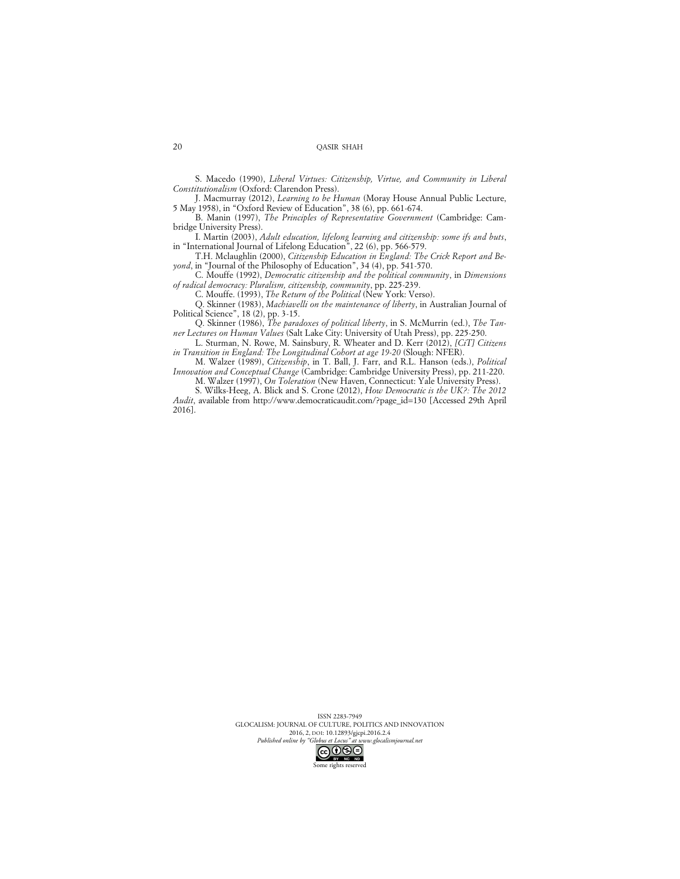S. Macedo (1990), *Liberal Virtues: Citizenship, Virtue, and Community in Liberal Constitutionalism* (Oxford: Clarendon Press).

J. Macmurray (2012), *Learning to be Human* (Moray House Annual Public Lecture, 5 May 1958), in "Oxford Review of Education", 38 (6), pp. 661-674.

B. Manin (1997), *The Principles of Representative Government* (Cambridge: Cambridge University Press).

I. Martin (2003), *Adult education, lifelong learning and citizenship: some ifs and buts*, in "International Journal of Lifelong Education", 22 (6), pp. 566-579.

T.H. Mclaughlin (2000), *Citizenship Education in England: The Crick Report and Beyond*, in "Journal of the Philosophy of Education", 34 (4), pp. 541-570.

C. Mouffe (1992), *Democratic citizenship and the political community*, in *Dimensions of radical democracy: Pluralism, citizenship, community*, pp. 225-239.

C. Mouffe. (1993), *The Return of the Political* (New York: Verso).

Q. Skinner (1983), *Machiavelli on the maintenance of liberty*, in Australian Journal of Political Science", 18 (2), pp. 3-15.

Q. Skinner (1986), *The paradoxes of political liberty*, in S. McMurrin (ed.), *The Tanner Lectures on Human Values* (Salt Lake City: University of Utah Press), pp. 225-250.

L. Sturman, N. Rowe, M. Sainsbury, R. Wheater and D. Kerr (2012), *[CiT] Citizens in Transition in England: The Longitudinal Cohort at age 19-20* (Slough: NFER).

M. Walzer (1989), *Citizenship*, in T. Ball, J. Farr, and R.L. Hanson (eds.), *Political Innovation and Conceptual Change* (Cambridge: Cambridge University Press), pp. 211-220.

M. Walzer (1997), *On Toleration* (New Haven, Connecticut: Yale University Press).

S. Wilks-Heeg, A. Blick and S. Crone (2012), *How Democratic is the UK?: The 2012 Audit*, available from http://www.democraticaudit.com/?page_id=130 [Accessed 29th April 2016].